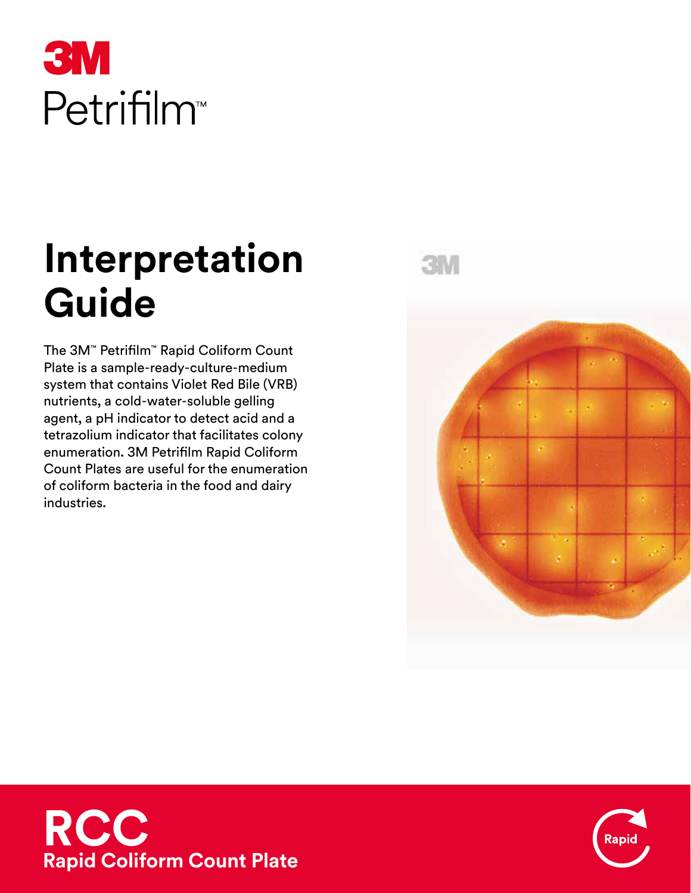3M

Petrifilm™

# Interpretation Guide

The 3M™ Petrifilm™ Rapid Coliform Count Plate is a sample-ready-culture-medium system that contains Violet Red Bile (VRB) nutrients, a cold-water-soluble gelling agent, a pH indicator to detect acid and a tetrazolium indicator that facilitates colony enumeration. 3M Petrifilm Rapid Coliform Count Plates are useful for the enumeration of coliform bacteria in the food and dairy industries.

## RCC

**Rapid Coliform Count Plate**

Rapid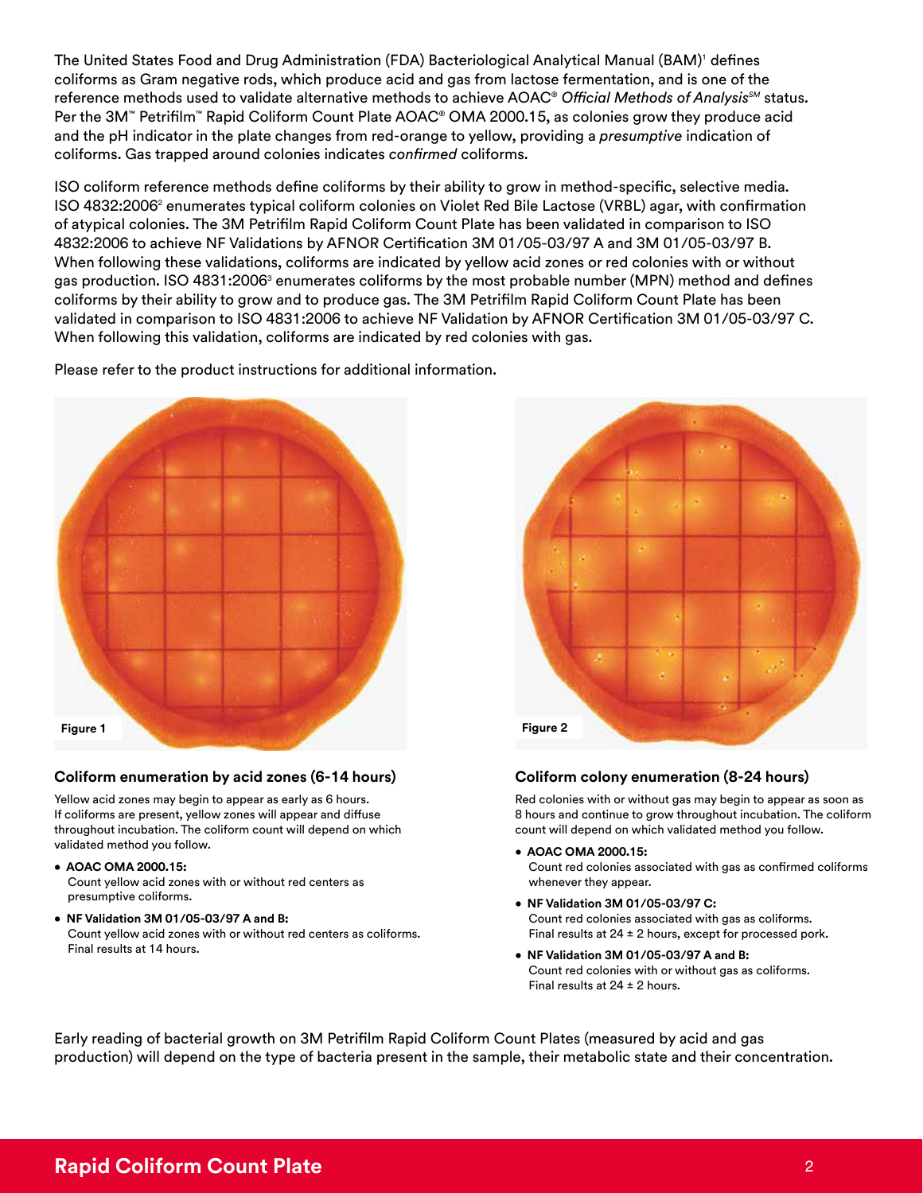The United States Food and Drug Administration (FDA) Bacteriological Analytical Manual (BAM)[1] defines coliforms as Gram negative rods, which produce acid and gas from lactose fermentation, and is one of the reference methods used to validate alternative methods to achieve AOAC® *Official Methods of Analysis℠* status. Per the 3M™ Petrifilm™ Rapid Coliform Count Plate AOAC® OMA 2000.15, as colonies grow they produce acid and the pH indicator in the plate changes from red-orange to yellow, providing a *presumptive* indication of coliforms. Gas trapped around colonies indicates *confirmed* coliforms.

ISO coliform reference methods define coliforms by their ability to grow in method-specific, selective media. ISO 4832:2006[2] enumerates typical coliform colonies on Violet Red Bile Lactose (VRBL) agar, with confirmation of atypical colonies. The 3M Petrifilm Rapid Coliform Count Plate has been validated in comparison to ISO 4832:2006 to achieve NF Validations by AFNOR Certification 3M 01/05-03/97 A and 3M 01/05-03/97 B. When following these validations, coliforms are indicated by yellow acid zones or red colonies with or without gas production. ISO 4831:2006[3] enumerates coliforms by the most probable number (MPN) method and defines coliforms by their ability to grow and to produce gas. The 3M Petrifilm Rapid Coliform Count Plate has been validated in comparison to ISO 4831:2006 to achieve NF Validation by AFNOR Certification 3M 01/05-03/97 C. When following this validation, coliforms are indicated by red colonies with gas.

Please refer to the product instructions for additional information.

Figure 1

### Coliform enumeration by acid zones (6-14 hours)

Yellow acid zones may begin to appear as early as 6 hours. If coliforms are present, yellow zones will appear and diffuse throughout incubation. The coliform count will depend on which validated method you follow.

- **AOAC OMA 2000.15:**
  Count yellow acid zones with or without red centers as presumptive coliforms.
- **NF Validation 3M 01/05-03/97 A and B:**
  Count yellow acid zones with or without red centers as coliforms. Final results at 14 hours.

Figure 2

### Coliform colony enumeration (8-24 hours)

Red colonies with or without gas may begin to appear as soon as 8 hours and continue to grow throughout incubation. The coliform count will depend on which validated method you follow.

- **AOAC OMA 2000.15:**
  Count red colonies associated with gas as confirmed coliforms whenever they appear.
- **NF Validation 3M 01/05-03/97 C:**
  Count red colonies associated with gas as coliforms. Final results at 24 ± 2 hours, except for processed pork.
- **NF Validation 3M 01/05-03/97 A and B:**
  Count red colonies with or without gas as coliforms. Final results at 24 ± 2 hours.

Early reading of bacterial growth on 3M Petrifilm Rapid Coliform Count Plates (measured by acid and gas production) will depend on the type of bacteria present in the sample, their metabolic state and their concentration.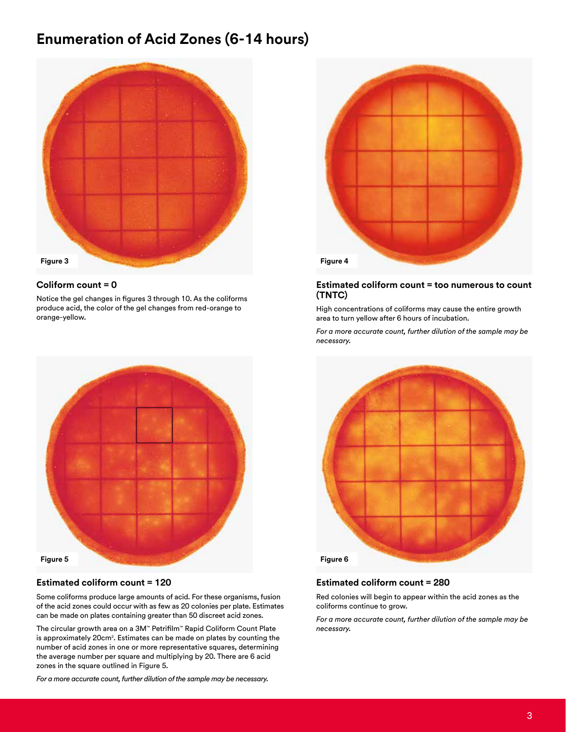# Enumeration of Acid Zones (6-14 hours)

Figure 3

### Coliform count = 0

Notice the gel changes in figures 3 through 10. As the coliforms produce acid, the color of the gel changes from red-orange to orange-yellow.

Figure 4

### Estimated coliform count = too numerous to count (TNTC)

High concentrations of coliforms may cause the entire growth area to turn yellow after 6 hours of incubation.

*For a more accurate count, further dilution of the sample may be necessary.*

Figure 5

### Estimated coliform count = 120

Some coliforms produce large amounts of acid. For these organisms, fusion of the acid zones could occur with as few as 20 colonies per plate. Estimates can be made on plates containing greater than 50 discreet acid zones.

The circular growth area on a 3M™ Petrifilm™ Rapid Coliform Count Plate is approximately 20cm$^2$. Estimates can be made on plates by counting the number of acid zones in one or more representative squares, determining the average number per square and multiplying by 20. There are 6 acid zones in the square outlined in Figure 5.

*For a more accurate count, further dilution of the sample may be necessary.*

Figure 6

### Estimated coliform count = 280

Red colonies will begin to appear within the acid zones as the coliforms continue to grow.

*For a more accurate count, further dilution of the sample may be necessary.*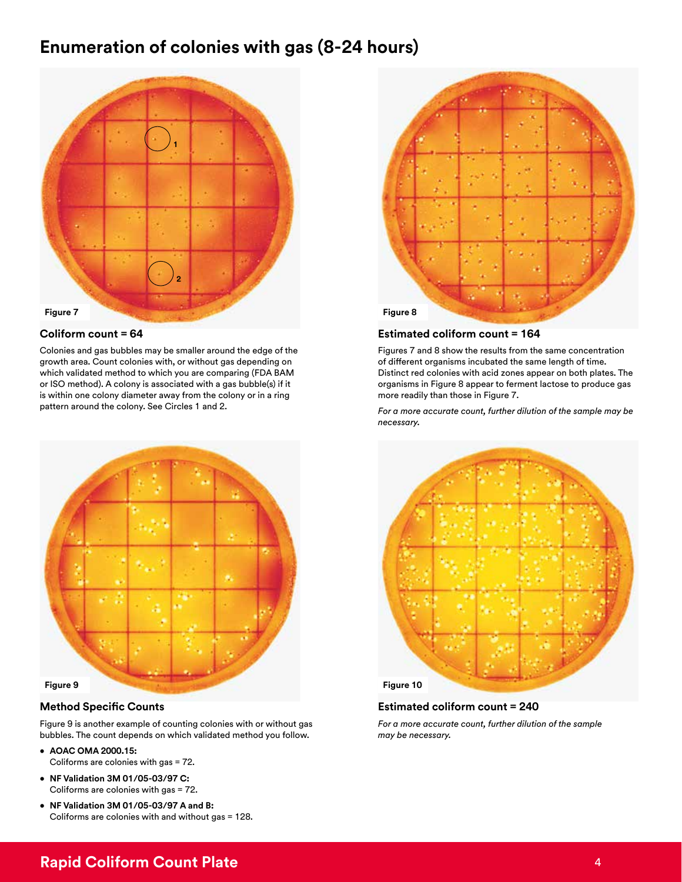# Enumeration of colonies with gas (8-24 hours)

Figure 7

### Coliform count = 64

Colonies and gas bubbles may be smaller around the edge of the growth area. Count colonies with, or without gas depending on which validated method to which you are comparing (FDA BAM or ISO method). A colony is associated with a gas bubble(s) if it is within one colony diameter away from the colony or in a ring pattern around the colony. See Circles 1 and 2.

Figure 8

### Estimated coliform count = 164

Figures 7 and 8 show the results from the same concentration of different organisms incubated the same length of time. Distinct red colonies with acid zones appear on both plates. The organisms in Figure 8 appear to ferment lactose to produce gas more readily than those in Figure 7.

*For a more accurate count, further dilution of the sample may be necessary.*

Figure 9

### Method Specific Counts

Figure 9 is another example of counting colonies with or without gas bubbles. The count depends on which validated method you follow.

- **AOAC OMA 2000.15:**
  Coliforms are colonies with gas = 72.
- **NF Validation 3M 01/05-03/97 C:**
  Coliforms are colonies with gas = 72.
- **NF Validation 3M 01/05-03/97 A and B:**
  Coliforms are colonies with and without gas = 128.

Figure 10

### Estimated coliform count = 240

*For a more accurate count, further dilution of the sample may be necessary.*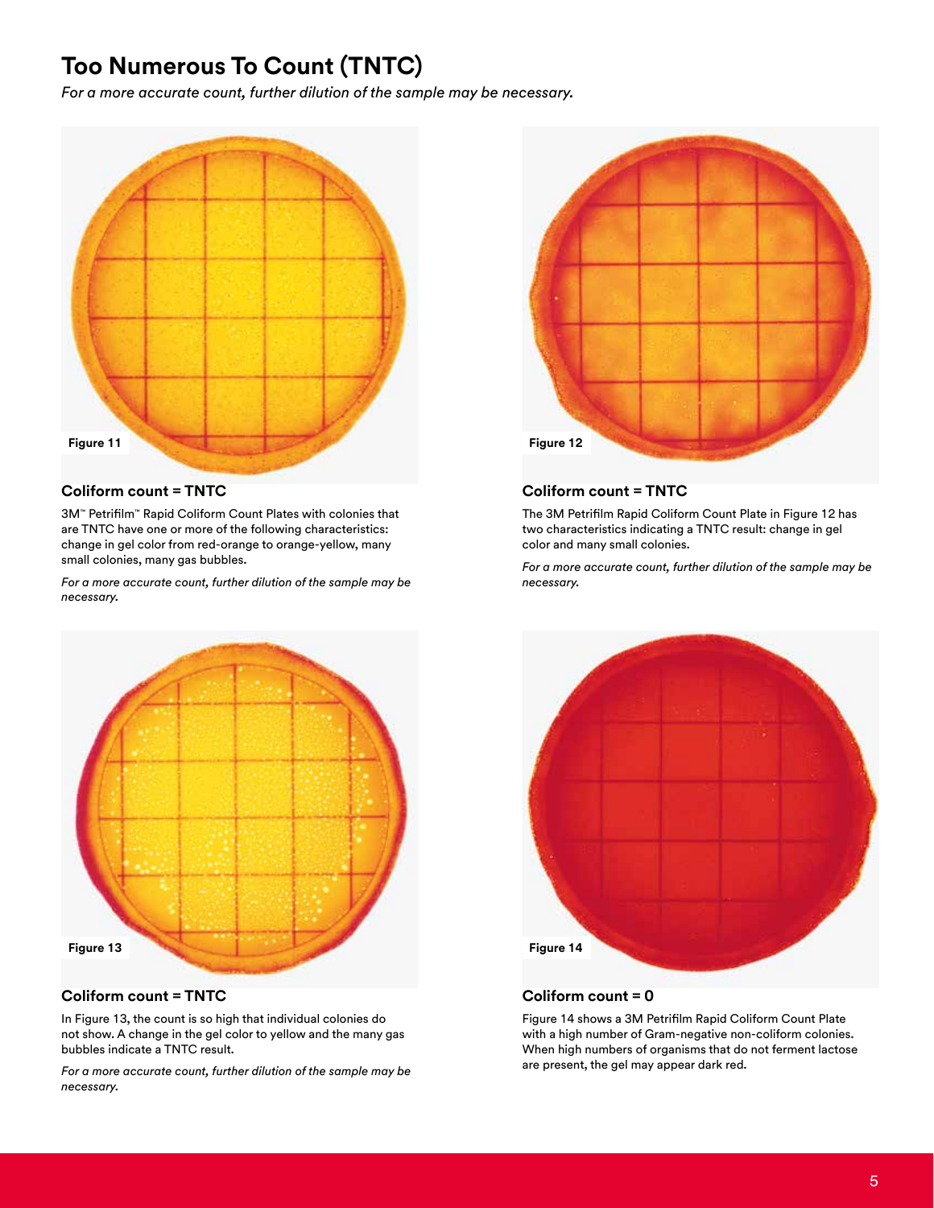# Too Numerous To Count (TNTC)

*For a more accurate count, further dilution of the sample may be necessary.*

Figure 11

### Coliform count = TNTC

3M™ Petrifilm™ Rapid Coliform Count Plates with colonies that are TNTC have one or more of the following characteristics: change in gel color from red-orange to orange-yellow, many small colonies, many gas bubbles.

*For a more accurate count, further dilution of the sample may be necessary.*

Figure 12

### Coliform count = TNTC

The 3M Petrifilm Rapid Coliform Count Plate in Figure 12 has two characteristics indicating a TNTC result: change in gel color and many small colonies.

*For a more accurate count, further dilution of the sample may be necessary.*

Figure 13

### Coliform count = TNTC

In Figure 13, the count is so high that individual colonies do not show. A change in the gel color to yellow and the many gas bubbles indicate a TNTC result.

*For a more accurate count, further dilution of the sample may be necessary.*

Figure 14

### Coliform count = 0

Figure 14 shows a 3M Petrifilm Rapid Coliform Count Plate with a high number of Gram-negative non-coliform colonies. When high numbers of organisms that do not ferment lactose are present, the gel may appear dark red.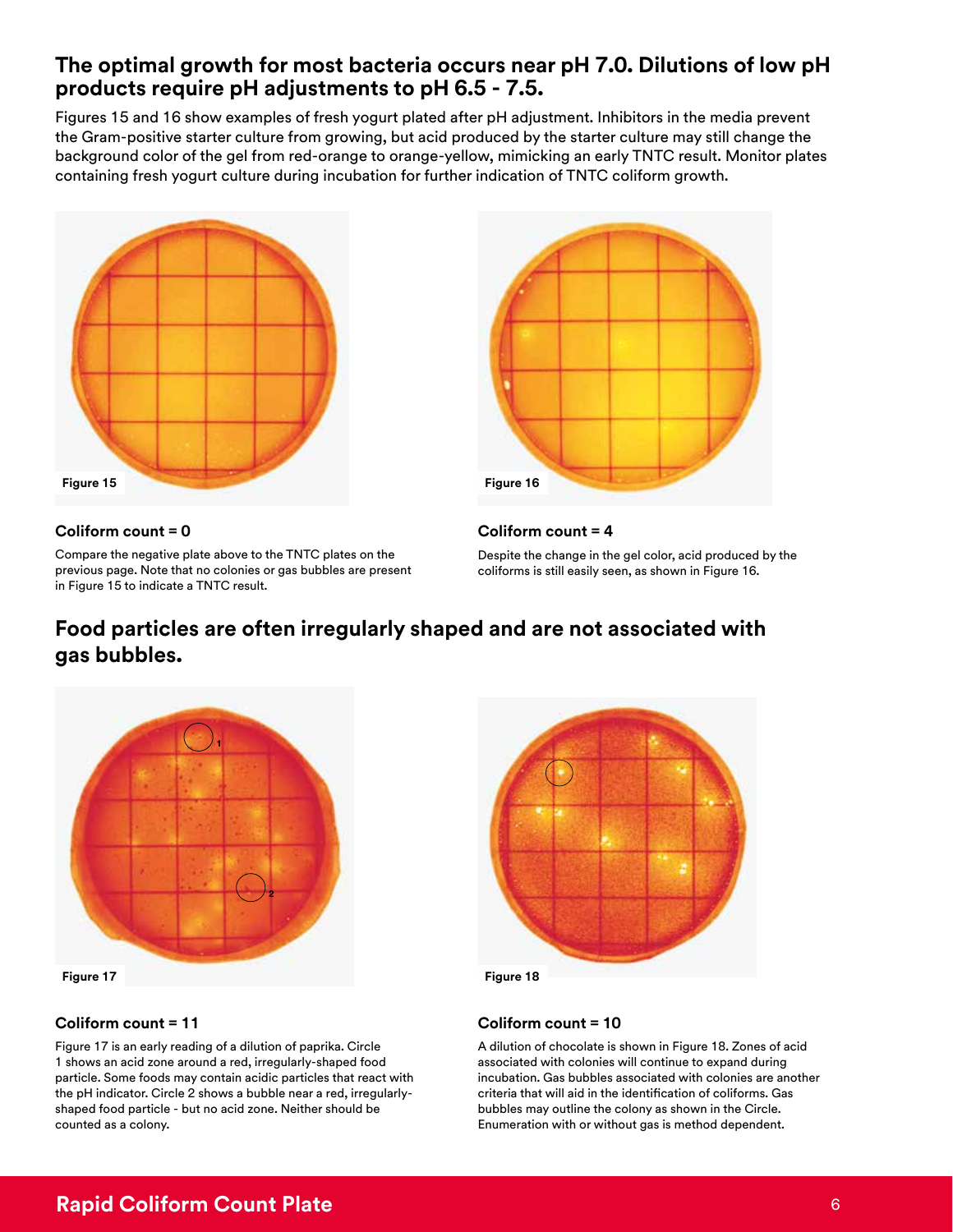## The optimal growth for most bacteria occurs near pH 7.0. Dilutions of low pH products require pH adjustments to pH 6.5 - 7.5.

Figures 15 and 16 show examples of fresh yogurt plated after pH adjustment. Inhibitors in the media prevent the Gram-positive starter culture from growing, but acid produced by the starter culture may still change the background color of the gel from red-orange to orange-yellow, mimicking an early TNTC result. Monitor plates containing fresh yogurt culture during incubation for further indication of TNTC coliform growth.

Figure 15

**Coliform count = 0**

Compare the negative plate above to the TNTC plates on the previous page. Note that no colonies or gas bubbles are present in Figure 15 to indicate a TNTC result.

Figure 16

**Coliform count = 4**

Despite the change in the gel color, acid produced by the coliforms is still easily seen, as shown in Figure 16.

## Food particles are often irregularly shaped and are not associated with gas bubbles.

Figure 17

**Coliform count = 11**

Figure 17 is an early reading of a dilution of paprika. Circle 1 shows an acid zone around a red, irregularly-shaped food particle. Some foods may contain acidic particles that react with the pH indicator. Circle 2 shows a bubble near a red, irregularly-shaped food particle - but no acid zone. Neither should be counted as a colony.

Figure 18

**Coliform count = 10**

A dilution of chocolate is shown in Figure 18. Zones of acid associated with colonies will continue to expand during incubation. Gas bubbles associated with colonies are another criteria that will aid in the identification of coliforms. Gas bubbles may outline the colony as shown in the Circle. Enumeration with or without gas is method dependent.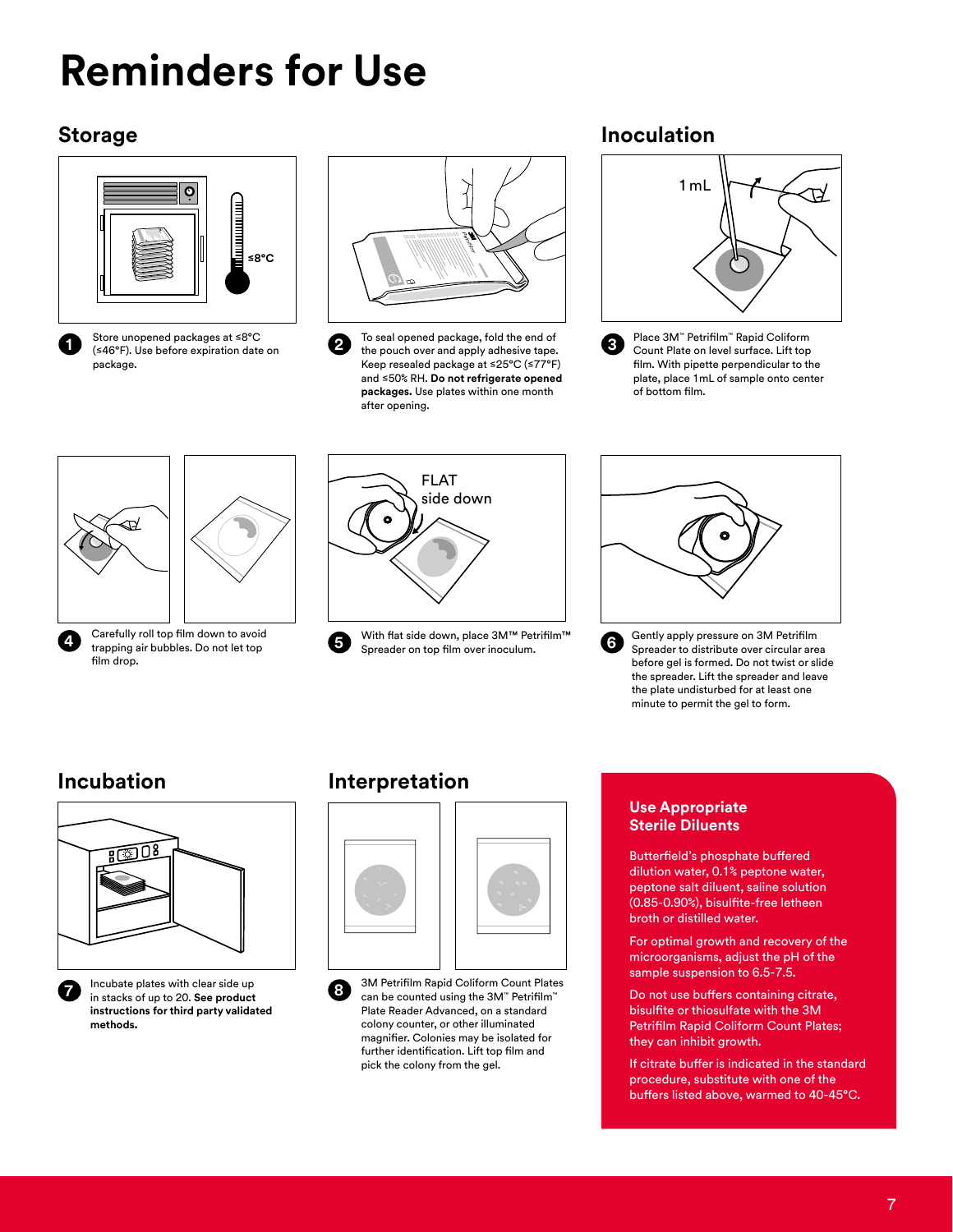# Reminders for Use

## Storage

≤8°C

1. Store unopened packages at ≤8°C (≤46°F). Use before expiration date on package.

2. To seal opened package, fold the end of the pouch over and apply adhesive tape. Keep resealed package at ≤25°C (≤77°F) and ≤50% RH. **Do not refrigerate opened packages.** Use plates within one month after opening.

## Inoculation

1 mL

3. Place 3M™ Petrifilm™ Rapid Coliform Count Plate on level surface. Lift top film. With pipette perpendicular to the plate, place 1 mL of sample onto center of bottom film.

4. Carefully roll top film down to avoid trapping air bubbles. Do not let top film drop.

FLAT side down

5. With flat side down, place 3M™ Petrifilm™ Spreader on top film over inoculum.

6. Gently apply pressure on 3M Petrifilm Spreader to distribute over circular area before gel is formed. Do not twist or slide the spreader. Lift the spreader and leave the plate undisturbed for at least one minute to permit the gel to form.

## Incubation

7. Incubate plates with clear side up in stacks of up to 20. **See product instructions for third party validated methods.**

## Interpretation

8. 3M Petrifilm Rapid Coliform Count Plates can be counted using the 3M™ Petrifilm™ Plate Reader Advanced, on a standard colony counter, or other illuminated magnifier. Colonies may be isolated for further identification. Lift top film and pick the colony from the gel.

### Use Appropriate Sterile Diluents

Butterfield's phosphate buffered dilution water, 0.1% peptone water, peptone salt diluent, saline solution (0.85-0.90%), bisulfite-free letheen broth or distilled water.

For optimal growth and recovery of the microorganisms, adjust the pH of the sample suspension to 6.5-7.5.

Do not use buffers containing citrate, bisulfite or thiosulfate with the 3M Petrifilm Rapid Coliform Count Plates; they can inhibit growth.

If citrate buffer is indicated in the standard procedure, substitute with one of the buffers listed above, warmed to 40-45°C.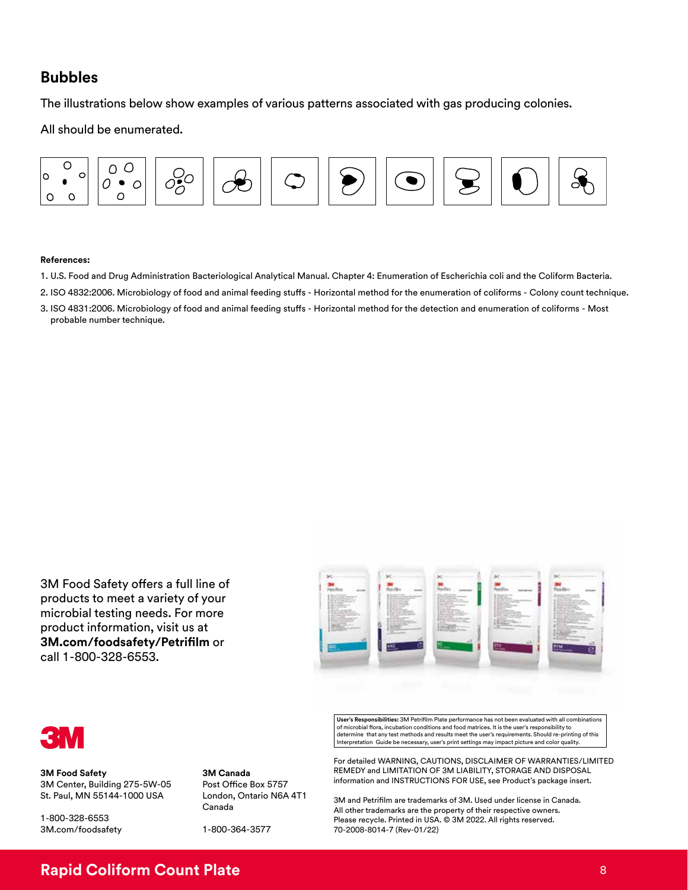## Bubbles

The illustrations below show examples of various patterns associated with gas producing colonies.

All should be enumerated.

**References:**

1. U.S. Food and Drug Administration Bacteriological Analytical Manual. Chapter 4: Enumeration of Escherichia coli and the Coliform Bacteria.
2. ISO 4832:2006. Microbiology of food and animal feeding stuffs - Horizontal method for the enumeration of coliforms - Colony count technique.
3. ISO 4831:2006. Microbiology of food and animal feeding stuffs - Horizontal method for the detection and enumeration of coliforms - Most probable number technique.

3M Food Safety offers a full line of products to meet a variety of your microbial testing needs. For more product information, visit us at **3M.com/foodsafety/Petrifilm** or call 1-800-328-6553.

**User's Responsibilities:** 3M Petrifilm Plate performance has not been evaluated with all combinations of microbial flora, incubation conditions and food matrices. It is the user's responsibility to determine that any test methods and results meet the user's requirements. Should re-printing of this Interpretation Guide be necessary, user's print settings may impact picture and color quality.

**3M Food Safety**
3M Center, Building 275-5W-05
St. Paul, MN 55144-1000 USA

1-800-328-6553
3M.com/foodsafety

**3M Canada**
Post Office Box 5757
London, Ontario N6A 4T1
Canada

1-800-364-3577

For detailed WARNING, CAUTIONS, DISCLAIMER OF WARRANTIES/LIMITED REMEDY and LIMITATION OF 3M LIABILITY, STORAGE AND DISPOSAL information and INSTRUCTIONS FOR USE, see Product's package insert.

3M and Petrifilm are trademarks of 3M. Used under license in Canada.
All other trademarks are the property of their respective owners.
Please recycle. Printed in USA. © 3M 2022. All rights reserved.
70-2008-8014-7 (Rev-01/22)